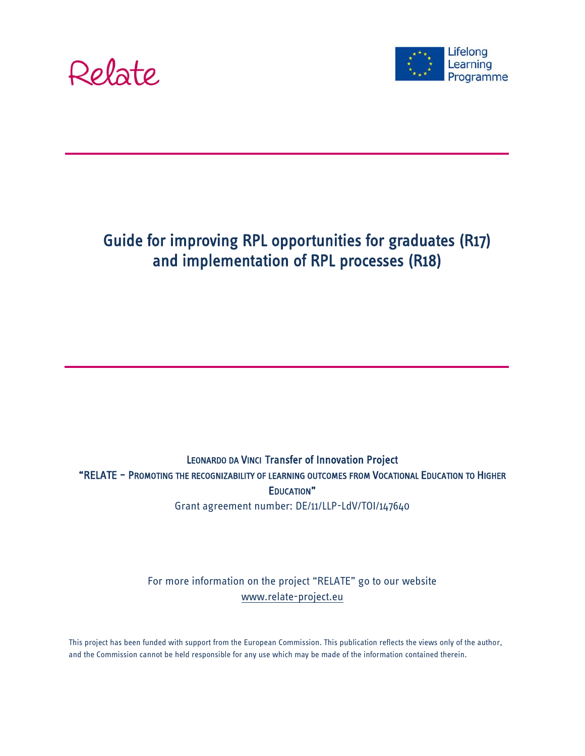Relate

Lifelong Learning Programme

# Guide for improving RPL opportunities for graduates (R17) and implementation of RPL processes (R18)

LEONARDO DA VINCI Transfer of Innovation Project

"RELATE – PROMOTING THE RECOGNIZABILITY OF LEARNING OUTCOMES FROM VOCATIONAL EDUCATION TO HIGHER EDUCATION"

Grant agreement number: DE/11/LLP-LdV/TOI/147640

For more information on the project "RELATE" go to our website
www.relate-project.eu

This project has been funded with support from the European Commission. This publication reflects the views only of the author, and the Commission cannot be held responsible for any use which may be made of the information contained therein.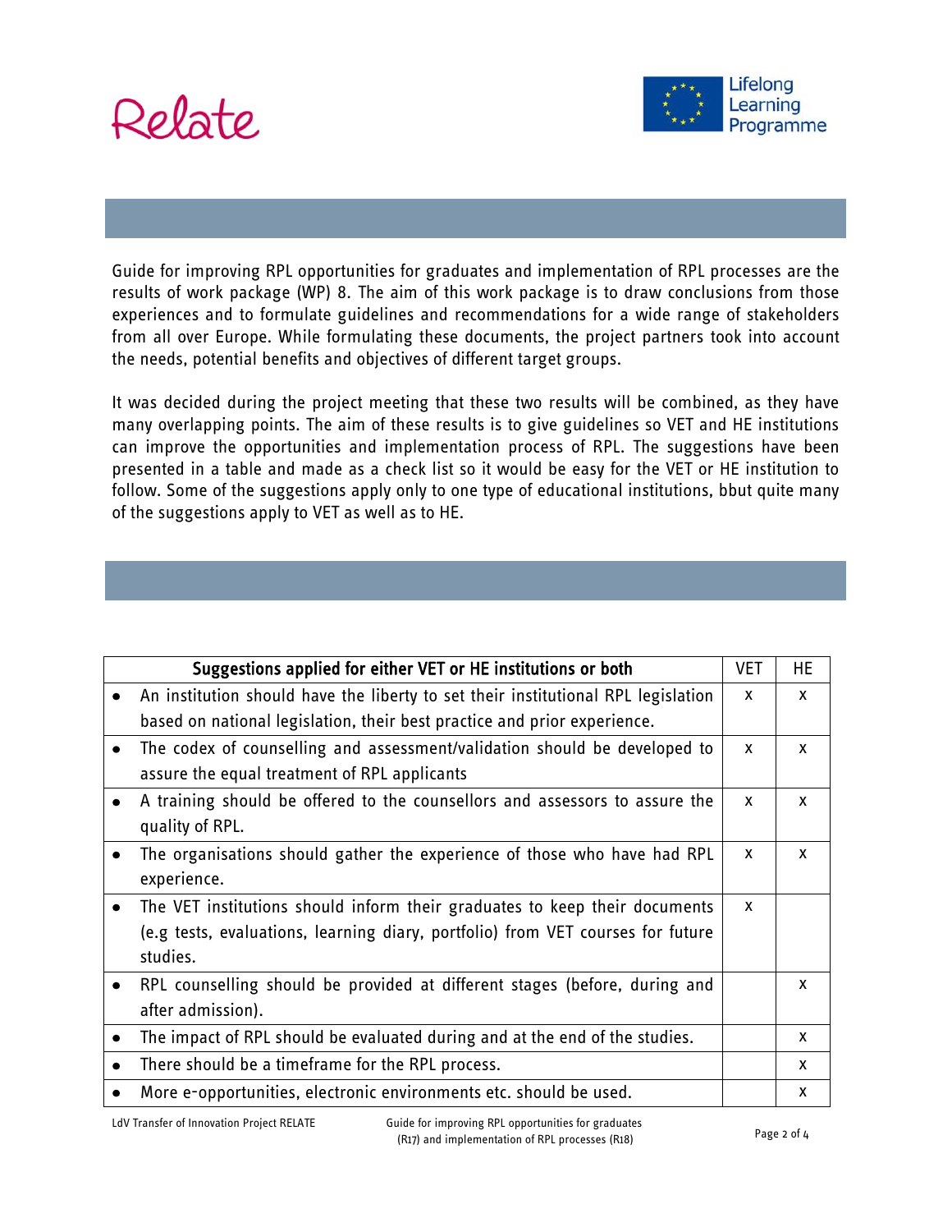Guide for improving RPL opportunities for graduates and implementation of RPL processes are the results of work package (WP) 8. The aim of this work package is to draw conclusions from those experiences and to formulate guidelines and recommendations for a wide range of stakeholders from all over Europe. While formulating these documents, the project partners took into account the needs, potential benefits and objectives of different target groups.

It was decided during the project meeting that these two results will be combined, as they have many overlapping points. The aim of these results is to give guidelines so VET and HE institutions can improve the opportunities and implementation process of RPL. The suggestions have been presented in a table and made as a check list so it would be easy for the VET or HE institution to follow. Some of the suggestions apply only to one type of educational institutions, bbut quite many of the suggestions apply to VET as well as to HE.

| Suggestions applied for either VET or HE institutions or both | VET | HE |
|---|---|---|
| • An institution should have the liberty to set their institutional RPL legislation based on national legislation, their best practice and prior experience. | x | x |
| • The codex of counselling and assessment/validation should be developed to assure the equal treatment of RPL applicants | x | x |
| • A training should be offered to the counsellors and assessors to assure the quality of RPL. | x | x |
| • The organisations should gather the experience of those who have had RPL experience. | x | x |
| • The VET institutions should inform their graduates to keep their documents (e.g tests, evaluations, learning diary, portfolio) from VET courses for future studies. | x | |
| • RPL counselling should be provided at different stages (before, during and after admission). | | x |
| • The impact of RPL should be evaluated during and at the end of the studies. | | x |
| • There should be a timeframe for the RPL process. | | x |
| • More e-opportunities, electronic environments etc. should be used. | | x |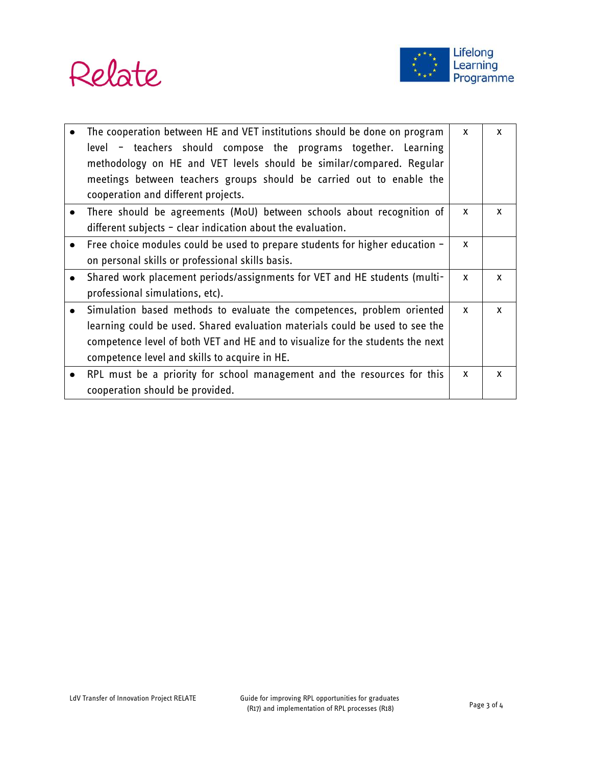| | | |
|---|---|---|
| • The cooperation between HE and VET institutions should be done on program level – teachers should compose the programs together. Learning methodology on HE and VET levels should be similar/compared. Regular meetings between teachers groups should be carried out to enable the cooperation and different projects. | x | x |
| • There should be agreements (MoU) between schools about recognition of different subjects – clear indication about the evaluation. | x | x |
| • Free choice modules could be used to prepare students for higher education – on personal skills or professional skills basis. | x | |
| • Shared work placement periods/assignments for VET and HE students (multi-professional simulations, etc). | x | x |
| • Simulation based methods to evaluate the competences, problem oriented learning could be used. Shared evaluation materials could be used to see the competence level of both VET and HE and to visualize for the students the next competence level and skills to acquire in HE. | x | x |
| • RPL must be a priority for school management and the resources for this cooperation should be provided. | x | x |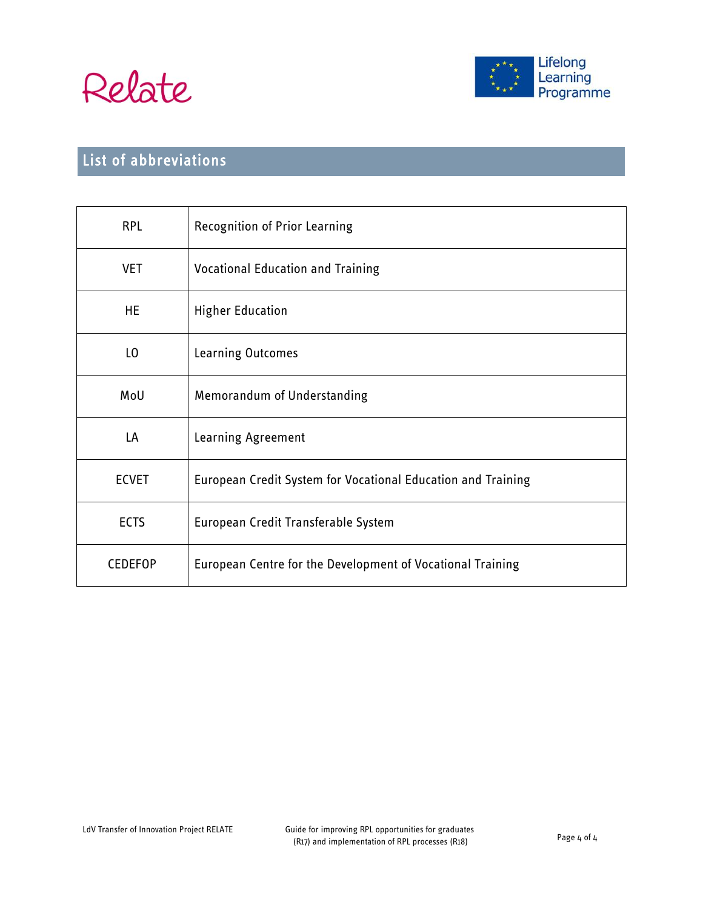## List of abbreviations

| | |
|---|---|
| RPL | Recognition of Prior Learning |
| VET | Vocational Education and Training |
| HE | Higher Education |
| LO | Learning Outcomes |
| MoU | Memorandum of Understanding |
| LA | Learning Agreement |
| ECVET | European Credit System for Vocational Education and Training |
| ECTS | European Credit Transferable System |
| CEDEFOP | European Centre for the Development of Vocational Training |